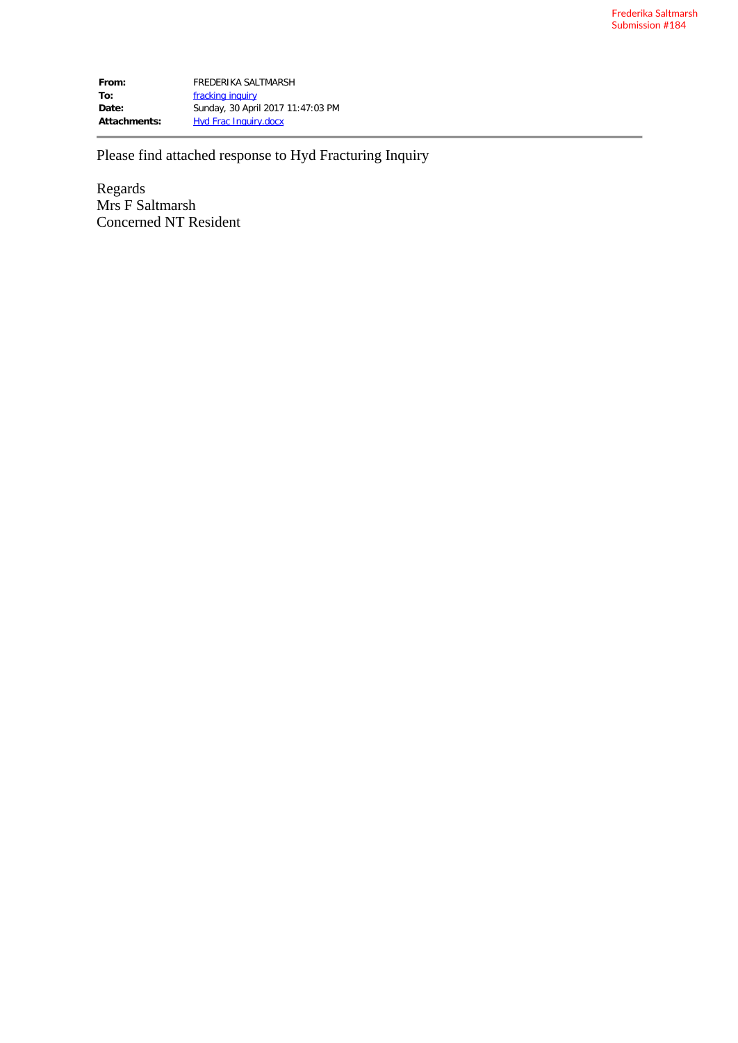Frederika Saltmarsh
Submission #184

| | |
|---|---|
| **From:** | FREDERIKA SALTMARSH |
| **To:** | fracking inquiry |
| **Date:** | Sunday, 30 April 2017 11:47:03 PM |
| **Attachments:** | Hyd Frac Inquiry.docx |

---

Please find attached response to Hyd Fracturing Inquiry

Regards
Mrs F Saltmarsh
Concerned NT Resident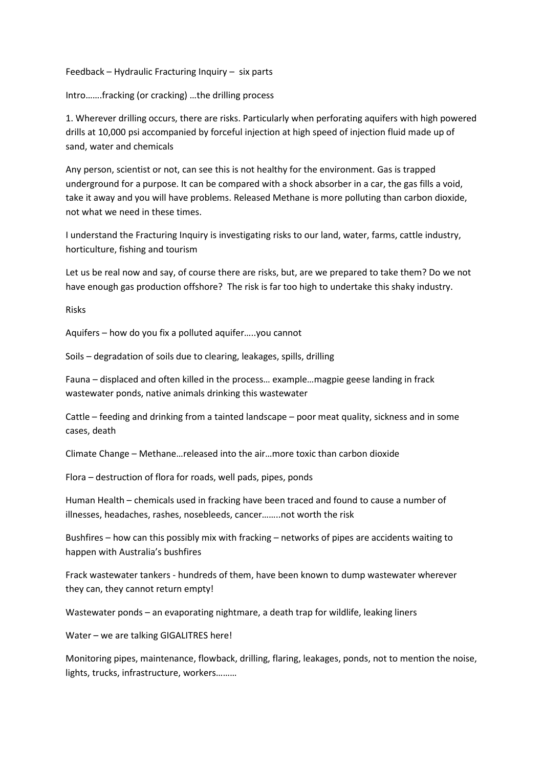Feedback – Hydraulic Fracturing Inquiry – six parts

Intro…….fracking (or cracking) …the drilling process

1. Wherever drilling occurs, there are risks. Particularly when perforating aquifers with high powered drills at 10,000 psi accompanied by forceful injection at high speed of injection fluid made up of sand, water and chemicals

Any person, scientist or not, can see this is not healthy for the environment. Gas is trapped underground for a purpose. It can be compared with a shock absorber in a car, the gas fills a void, take it away and you will have problems. Released Methane is more polluting than carbon dioxide, not what we need in these times.

I understand the Fracturing Inquiry is investigating risks to our land, water, farms, cattle industry, horticulture, fishing and tourism

Let us be real now and say, of course there are risks, but, are we prepared to take them? Do we not have enough gas production offshore? The risk is far too high to undertake this shaky industry.

Risks

Aquifers – how do you fix a polluted aquifer…..you cannot

Soils – degradation of soils due to clearing, leakages, spills, drilling

Fauna – displaced and often killed in the process… example…magpie geese landing in frack wastewater ponds, native animals drinking this wastewater

Cattle – feeding and drinking from a tainted landscape – poor meat quality, sickness and in some cases, death

Climate Change – Methane…released into the air…more toxic than carbon dioxide

Flora – destruction of flora for roads, well pads, pipes, ponds

Human Health – chemicals used in fracking have been traced and found to cause a number of illnesses, headaches, rashes, nosebleeds, cancer……..not worth the risk

Bushfires – how can this possibly mix with fracking – networks of pipes are accidents waiting to happen with Australia's bushfires

Frack wastewater tankers - hundreds of them, have been known to dump wastewater wherever they can, they cannot return empty!

Wastewater ponds – an evaporating nightmare, a death trap for wildlife, leaking liners

Water – we are talking GIGALITRES here!

Monitoring pipes, maintenance, flowback, drilling, flaring, leakages, ponds, not to mention the noise, lights, trucks, infrastructure, workers………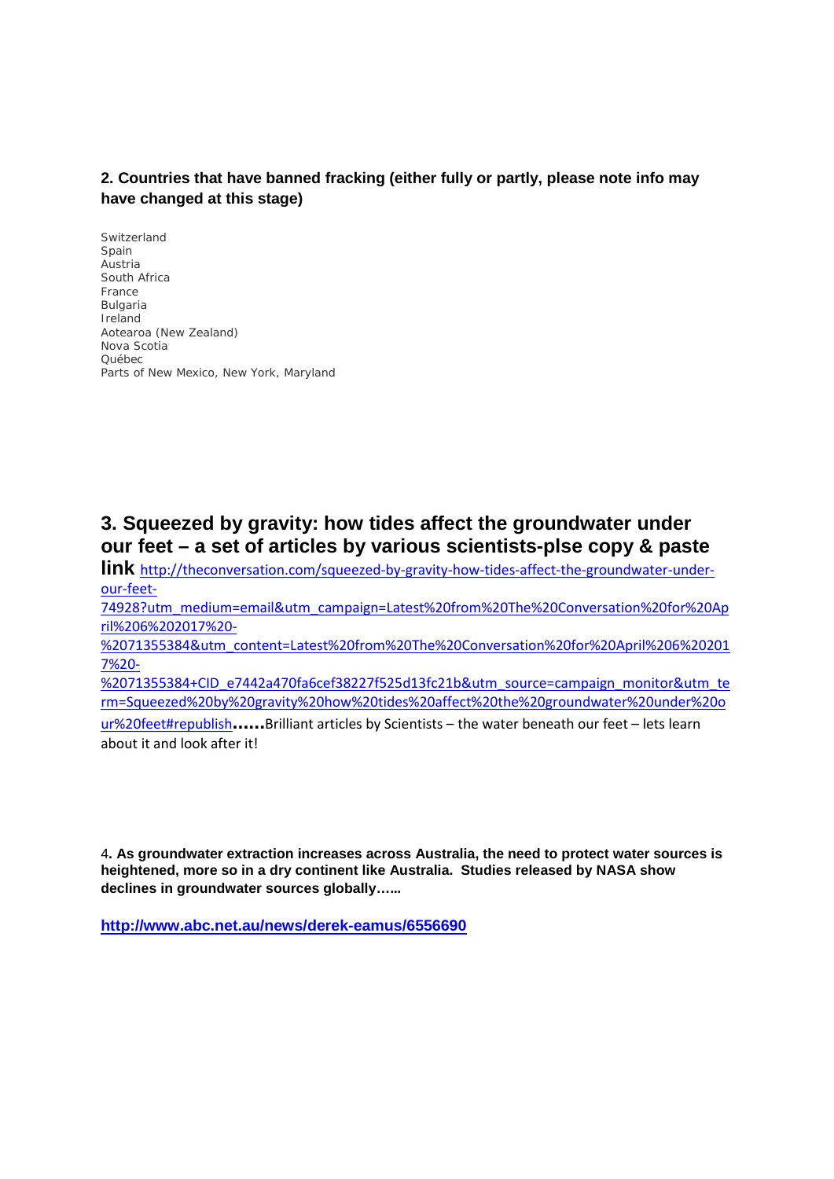**2. Countries that have banned fracking (either fully or partly, please note info may have changed at this stage)**

Switzerland
Spain
Austria
South Africa
France
Bulgaria
Ireland
Aotearoa (New Zealand)
Nova Scotia
Québec
Parts of New Mexico, New York, Maryland

## 3. Squeezed by gravity: how tides affect the groundwater under our feet – a set of articles by various scientists-plse copy & paste link

http://theconversation.com/squeezed-by-gravity-how-tides-affect-the-groundwater-under-our-feet-74928?utm_medium=email&utm_campaign=Latest%20from%20The%20Conversation%20for%20April%206%202017%20-%2071355384&utm_content=Latest%20from%20The%20Conversation%20for%20April%206%202017%20-%2071355384+CID_e7442a470fa6cef38227f525d13fc21b&utm_source=campaign_monitor&utm_term=Squeezed%20by%20gravity%20how%20tides%20affect%20the%20groundwater%20under%20our%20feet#republish**……**Brilliant articles by Scientists – the water beneath our feet – lets learn about it and look after it!

4**. As groundwater extraction increases across Australia, the need to protect water sources is heightened, more so in a dry continent like Australia. Studies released by NASA show declines in groundwater sources globally…...**

**http://www.abc.net.au/news/derek-eamus/6556690**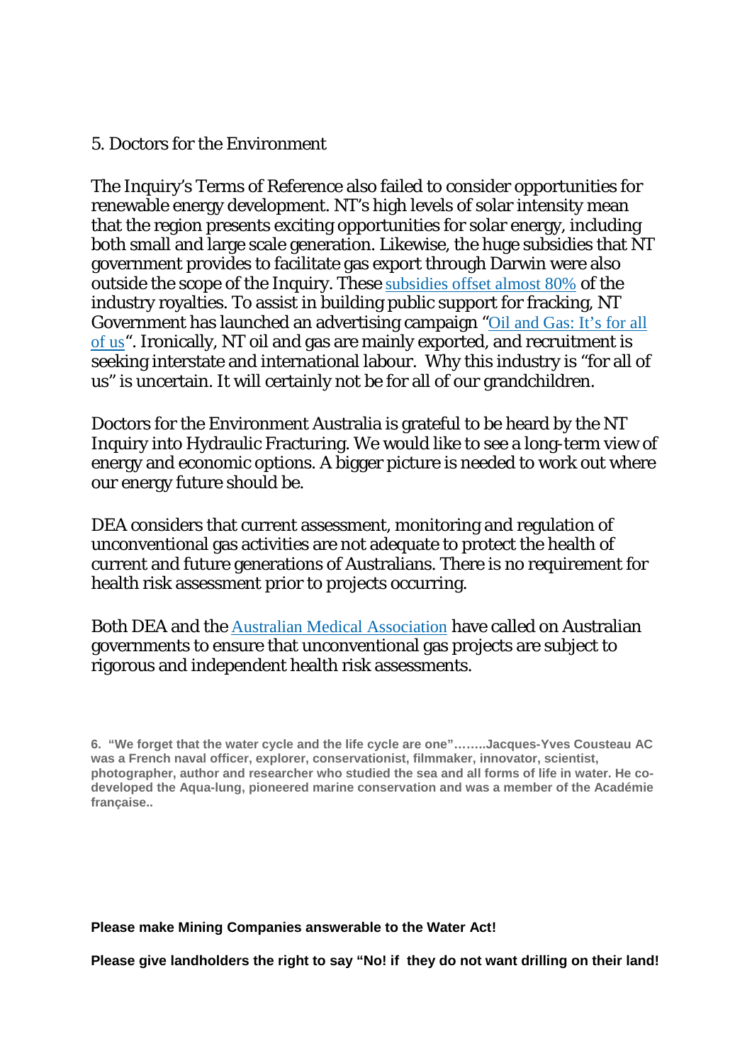5. Doctors for the Environment

The Inquiry's Terms of Reference also failed to consider opportunities for renewable energy development. NT's high levels of solar intensity mean that the region presents exciting opportunities for solar energy, including both small and large scale generation. Likewise, the huge subsidies that NT government provides to facilitate gas export through Darwin were also outside the scope of the Inquiry. These subsidies offset almost 80% of the industry royalties. To assist in building public support for fracking, NT Government has launched an advertising campaign "Oil and Gas: It's for all of us". Ironically, NT oil and gas are mainly exported, and recruitment is seeking interstate and international labour. Why this industry is "for all of us" is uncertain. It will certainly not be for all of our grandchildren.

Doctors for the Environment Australia is grateful to be heard by the NT Inquiry into Hydraulic Fracturing. We would like to see a long-term view of energy and economic options. A bigger picture is needed to work out where our energy future should be.

DEA considers that current assessment, monitoring and regulation of unconventional gas activities are not adequate to protect the health of current and future generations of Australians. There is no requirement for health risk assessment prior to projects occurring.

Both DEA and the Australian Medical Association have called on Australian governments to ensure that unconventional gas projects are subject to rigorous and independent health risk assessments.

**6. "We forget that the water cycle and the life cycle are one"……..Jacques-Yves Cousteau AC was a French naval officer, explorer, conservationist, filmmaker, innovator, scientist, photographer, author and researcher who studied the sea and all forms of life in water. He co-developed the Aqua-lung, pioneered marine conservation and was a member of the Académie française..**

**Please make Mining Companies answerable to the Water Act!**

**Please give landholders the right to say "No! if they do not want drilling on their land!**